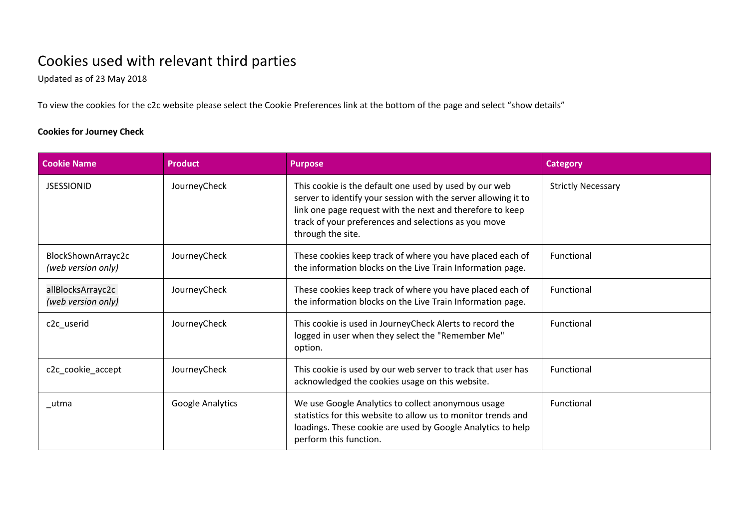# Cookies used with relevant third parties

Updated as of 23 May 2018

To view the cookies for the c2c website please select the Cookie Preferences link at the bottom of the page and select "show details"

**Cookies for Journey Check**

| Cookie Name | Product | Purpose | Category |
|---|---|---|---|
| JSESSIONID | JourneyCheck | This cookie is the default one used by used by our web server to identify your session with the server allowing it to link one page request with the next and therefore to keep track of your preferences and selections as you move through the site. | Strictly Necessary |
| BlockShownArrayc2c *(web version only)* | JourneyCheck | These cookies keep track of where you have placed each of the information blocks on the Live Train Information page. | Functional |
| allBlocksArrayc2c *(web version only)* | JourneyCheck | These cookies keep track of where you have placed each of the information blocks on the Live Train Information page. | Functional |
| c2c_userid | JourneyCheck | This cookie is used in JourneyCheck Alerts to record the logged in user when they select the "Remember Me" option. | Functional |
| c2c_cookie_accept | JourneyCheck | This cookie is used by our web server to track that user has acknowledged the cookies usage on this website. | Functional |
| _utma | Google Analytics | We use Google Analytics to collect anonymous usage statistics for this website to allow us to monitor trends and loadings. These cookie are used by Google Analytics to help perform this function. | Functional |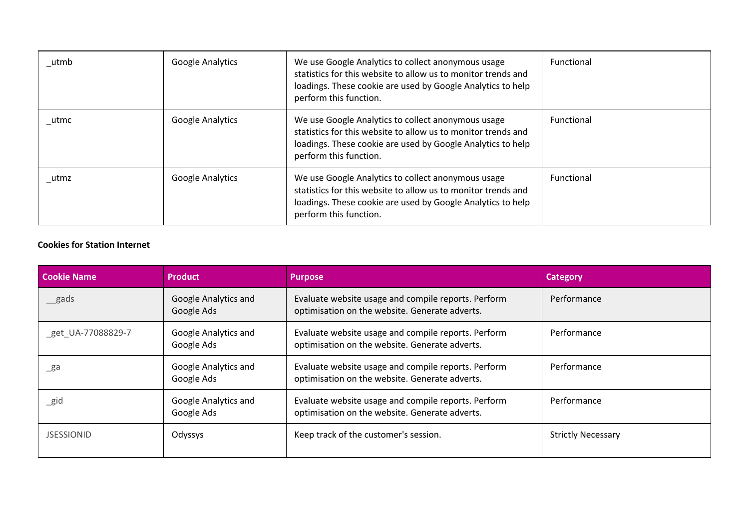| _utmb | Google Analytics | We use Google Analytics to collect anonymous usage statistics for this website to allow us to monitor trends and loadings. These cookie are used by Google Analytics to help perform this function. | Functional |
|---|---|---|---|
| _utmc | Google Analytics | We use Google Analytics to collect anonymous usage statistics for this website to allow us to monitor trends and loadings. These cookie are used by Google Analytics to help perform this function. | Functional |
| _utmz | Google Analytics | We use Google Analytics to collect anonymous usage statistics for this website to allow us to monitor trends and loadings. These cookie are used by Google Analytics to help perform this function. | Functional |

**Cookies for Station Internet**

| Cookie Name | Product | Purpose | Category |
|---|---|---|---|
| __gads | Google Analytics and Google Ads | Evaluate website usage and compile reports. Perform optimisation on the website. Generate adverts. | Performance |
| _get_UA-77088829-7 | Google Analytics and Google Ads | Evaluate website usage and compile reports. Perform optimisation on the website. Generate adverts. | Performance |
| _ga | Google Analytics and Google Ads | Evaluate website usage and compile reports. Perform optimisation on the website. Generate adverts. | Performance |
| _gid | Google Analytics and Google Ads | Evaluate website usage and compile reports. Perform optimisation on the website. Generate adverts. | Performance |
| JSESSIONID | Odyssys | Keep track of the customer's session. | Strictly Necessary |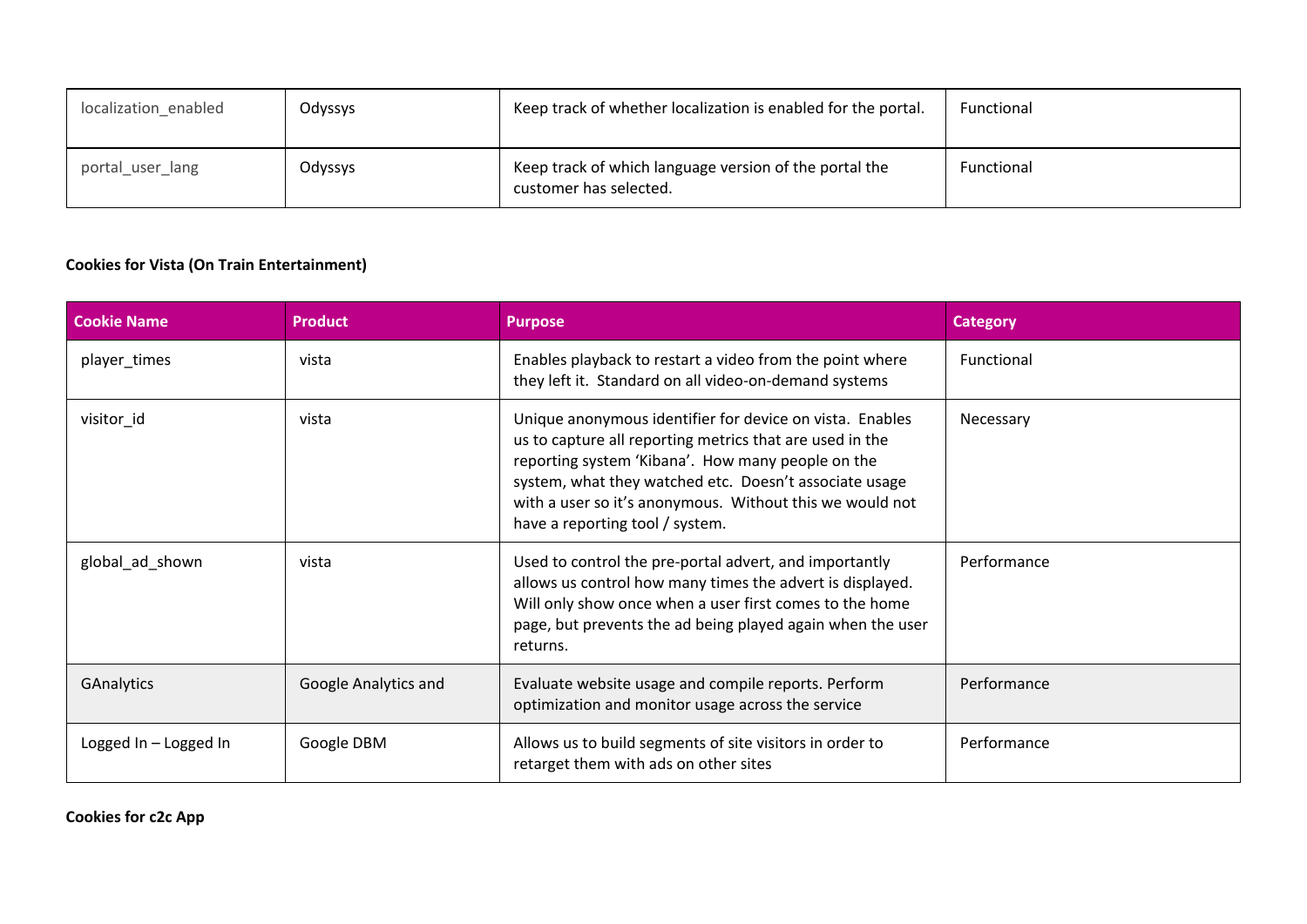| | | | |
|---|---|---|---|
| localization_enabled | Odyssys | Keep track of whether localization is enabled for the portal. | Functional |
| portal_user_lang | Odyssys | Keep track of which language version of the portal the customer has selected. | Functional |

**Cookies for Vista (On Train Entertainment)**

| Cookie Name | Product | Purpose | Category |
|---|---|---|---|
| player_times | vista | Enables playback to restart a video from the point where they left it. Standard on all video-on-demand systems | Functional |
| visitor_id | vista | Unique anonymous identifier for device on vista. Enables us to capture all reporting metrics that are used in the reporting system 'Kibana'. How many people on the system, what they watched etc. Doesn't associate usage with a user so it's anonymous. Without this we would not have a reporting tool / system. | Necessary |
| global_ad_shown | vista | Used to control the pre-portal advert, and importantly allows us control how many times the advert is displayed. Will only show once when a user first comes to the home page, but prevents the ad being played again when the user returns. | Performance |
| GAnalytics | Google Analytics and | Evaluate website usage and compile reports. Perform optimization and monitor usage across the service | Performance |
| Logged In – Logged In | Google DBM | Allows us to build segments of site visitors in order to retarget them with ads on other sites | Performance |

**Cookies for c2c App**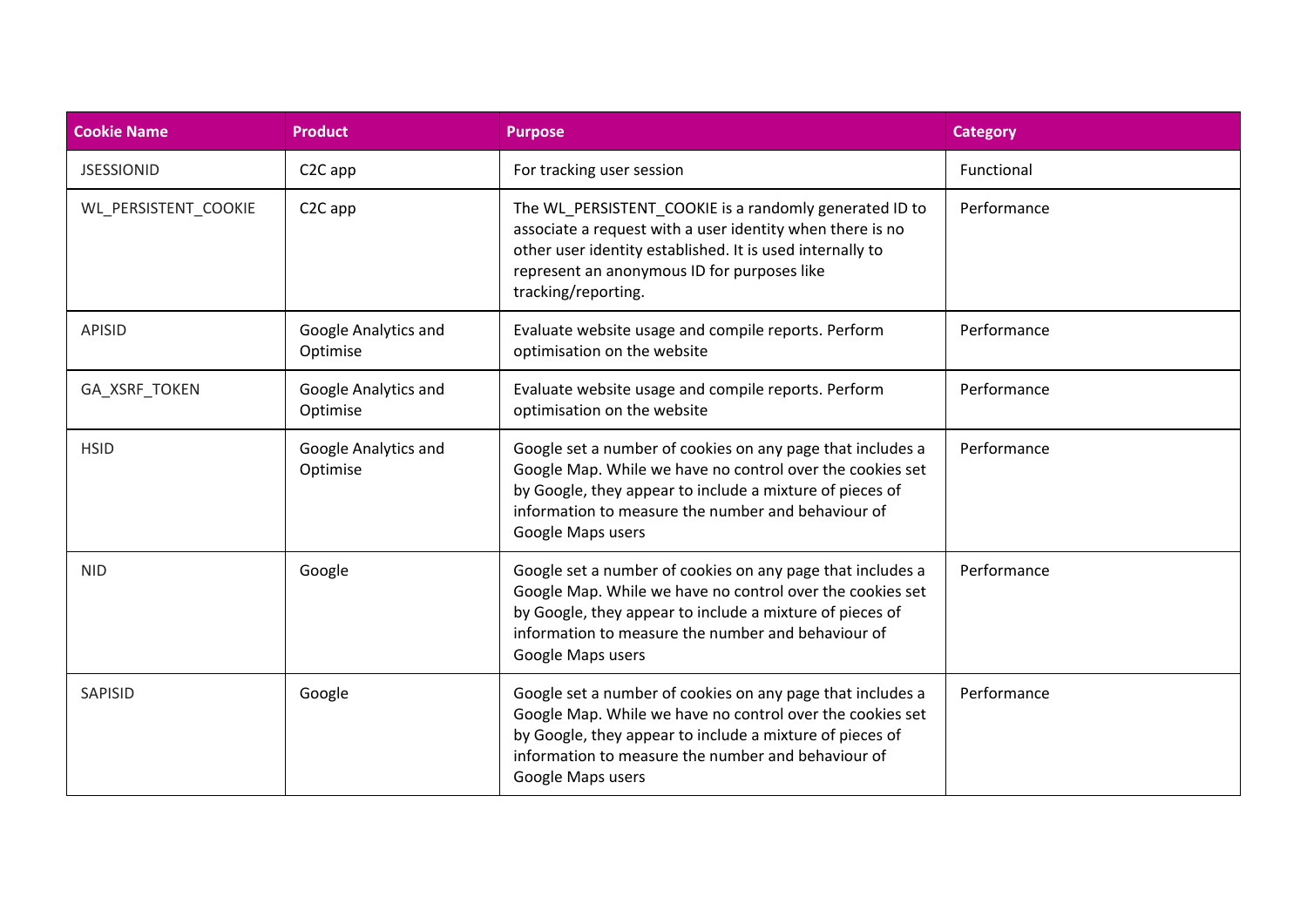| Cookie Name | Product | Purpose | Category |
| --- | --- | --- | --- |
| JSESSIONID | C2C app | For tracking user session | Functional |
| WL_PERSISTENT_COOKIE | C2C app | The WL_PERSISTENT_COOKIE is a randomly generated ID to associate a request with a user identity when there is no other user identity established. It is used internally to represent an anonymous ID for purposes like tracking/reporting. | Performance |
| APISID | Google Analytics and Optimise | Evaluate website usage and compile reports. Perform optimisation on the website | Performance |
| GA_XSRF_TOKEN | Google Analytics and Optimise | Evaluate website usage and compile reports. Perform optimisation on the website | Performance |
| HSID | Google Analytics and Optimise | Google set a number of cookies on any page that includes a Google Map. While we have no control over the cookies set by Google, they appear to include a mixture of pieces of information to measure the number and behaviour of Google Maps users | Performance |
| NID | Google | Google set a number of cookies on any page that includes a Google Map. While we have no control over the cookies set by Google, they appear to include a mixture of pieces of information to measure the number and behaviour of Google Maps users | Performance |
| SAPISID | Google | Google set a number of cookies on any page that includes a Google Map. While we have no control over the cookies set by Google, they appear to include a mixture of pieces of information to measure the number and behaviour of Google Maps users | Performance |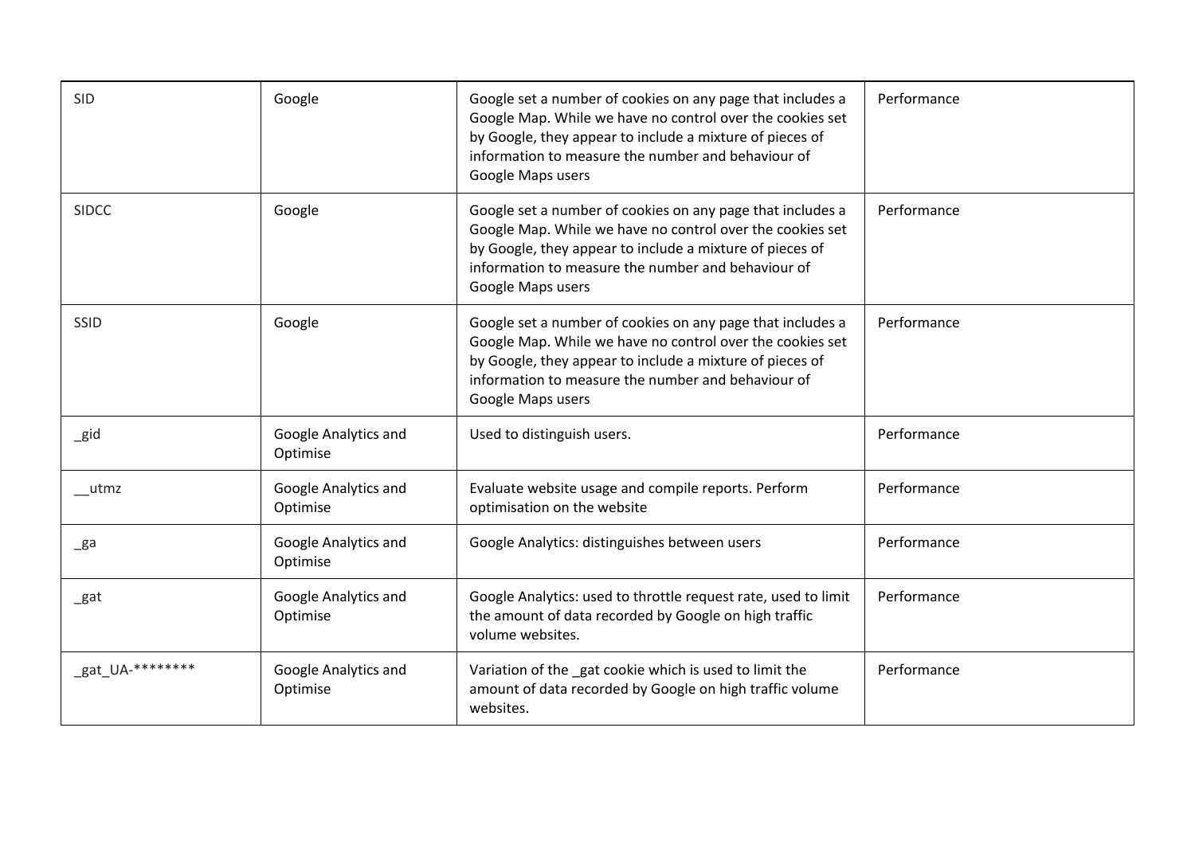| | | | |
|---|---|---|---|
| SID | Google | Google set a number of cookies on any page that includes a Google Map. While we have no control over the cookies set by Google, they appear to include a mixture of pieces of information to measure the number and behaviour of Google Maps users | Performance |
| SIDCC | Google | Google set a number of cookies on any page that includes a Google Map. While we have no control over the cookies set by Google, they appear to include a mixture of pieces of information to measure the number and behaviour of Google Maps users | Performance |
| SSID | Google | Google set a number of cookies on any page that includes a Google Map. While we have no control over the cookies set by Google, they appear to include a mixture of pieces of information to measure the number and behaviour of Google Maps users | Performance |
| _gid | Google Analytics and Optimise | Used to distinguish users. | Performance |
| __utmz | Google Analytics and Optimise | Evaluate website usage and compile reports. Perform optimisation on the website | Performance |
| _ga | Google Analytics and Optimise | Google Analytics: distinguishes between users | Performance |
| _gat | Google Analytics and Optimise | Google Analytics: used to throttle request rate, used to limit the amount of data recorded by Google on high traffic volume websites. | Performance |
| _gat_UA-******** | Google Analytics and Optimise | Variation of the _gat cookie which is used to limit the amount of data recorded by Google on high traffic volume websites. | Performance |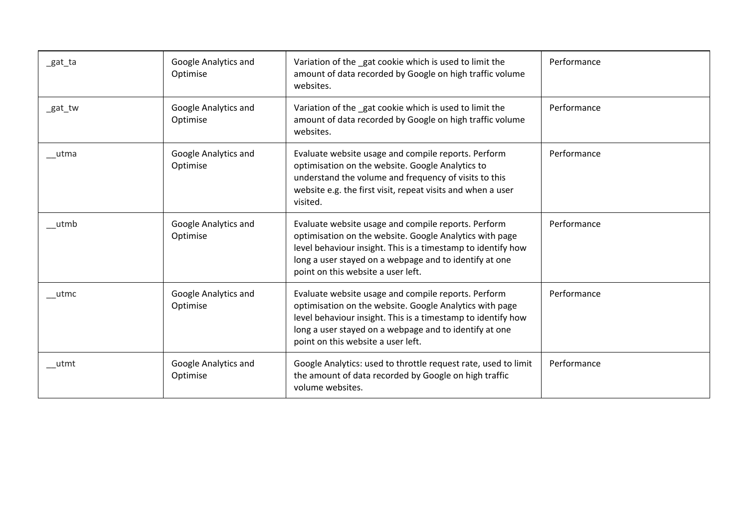| | | | |
|---|---|---|---|
| _gat_ta | Google Analytics and Optimise | Variation of the _gat cookie which is used to limit the amount of data recorded by Google on high traffic volume websites. | Performance |
| _gat_tw | Google Analytics and Optimise | Variation of the _gat cookie which is used to limit the amount of data recorded by Google on high traffic volume websites. | Performance |
| __utma | Google Analytics and Optimise | Evaluate website usage and compile reports. Perform optimisation on the website. Google Analytics to understand the volume and frequency of visits to this website e.g. the first visit, repeat visits and when a user visited. | Performance |
| __utmb | Google Analytics and Optimise | Evaluate website usage and compile reports. Perform optimisation on the website. Google Analytics with page level behaviour insight. This is a timestamp to identify how long a user stayed on a webpage and to identify at one point on this website a user left. | Performance |
| __utmc | Google Analytics and Optimise | Evaluate website usage and compile reports. Perform optimisation on the website. Google Analytics with page level behaviour insight. This is a timestamp to identify how long a user stayed on a webpage and to identify at one point on this website a user left. | Performance |
| __utmt | Google Analytics and Optimise | Google Analytics: used to throttle request rate, used to limit the amount of data recorded by Google on high traffic volume websites. | Performance |